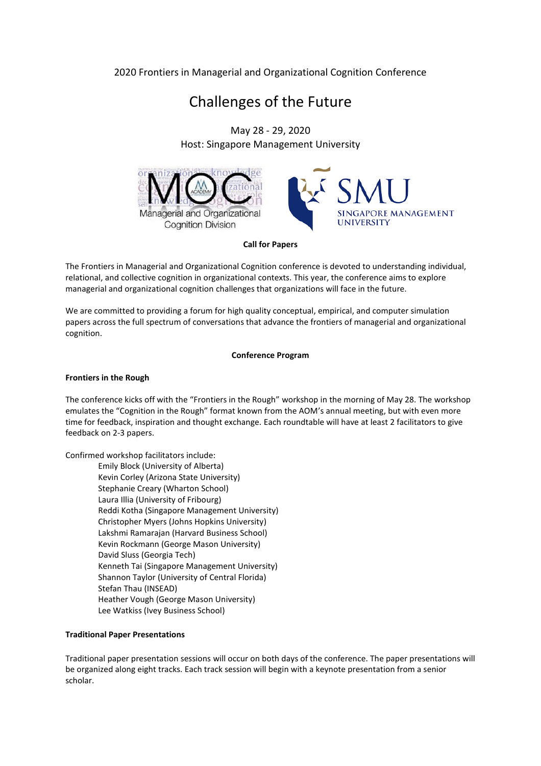2020 Frontiers in Managerial and Organizational Cognition Conference

# Challenges of the Future

May 28 - 29, 2020
Host: Singapore Management University

**Call for Papers**

The Frontiers in Managerial and Organizational Cognition conference is devoted to understanding individual, relational, and collective cognition in organizational contexts. This year, the conference aims to explore managerial and organizational cognition challenges that organizations will face in the future.

We are committed to providing a forum for high quality conceptual, empirical, and computer simulation papers across the full spectrum of conversations that advance the frontiers of managerial and organizational cognition.

**Conference Program**

**Frontiers in the Rough**

The conference kicks off with the "Frontiers in the Rough" workshop in the morning of May 28. The workshop emulates the "Cognition in the Rough" format known from the AOM's annual meeting, but with even more time for feedback, inspiration and thought exchange. Each roundtable will have at least 2 facilitators to give feedback on 2-3 papers.

Confirmed workshop facilitators include:

- Emily Block (University of Alberta)
- Kevin Corley (Arizona State University)
- Stephanie Creary (Wharton School)
- Laura Illia (University of Fribourg)
- Reddi Kotha (Singapore Management University)
- Christopher Myers (Johns Hopkins University)
- Lakshmi Ramarajan (Harvard Business School)
- Kevin Rockmann (George Mason University)
- David Sluss (Georgia Tech)
- Kenneth Tai (Singapore Management University)
- Shannon Taylor (University of Central Florida)
- Stefan Thau (INSEAD)
- Heather Vough (George Mason University)
- Lee Watkiss (Ivey Business School)

**Traditional Paper Presentations**

Traditional paper presentation sessions will occur on both days of the conference. The paper presentations will be organized along eight tracks. Each track session will begin with a keynote presentation from a senior scholar.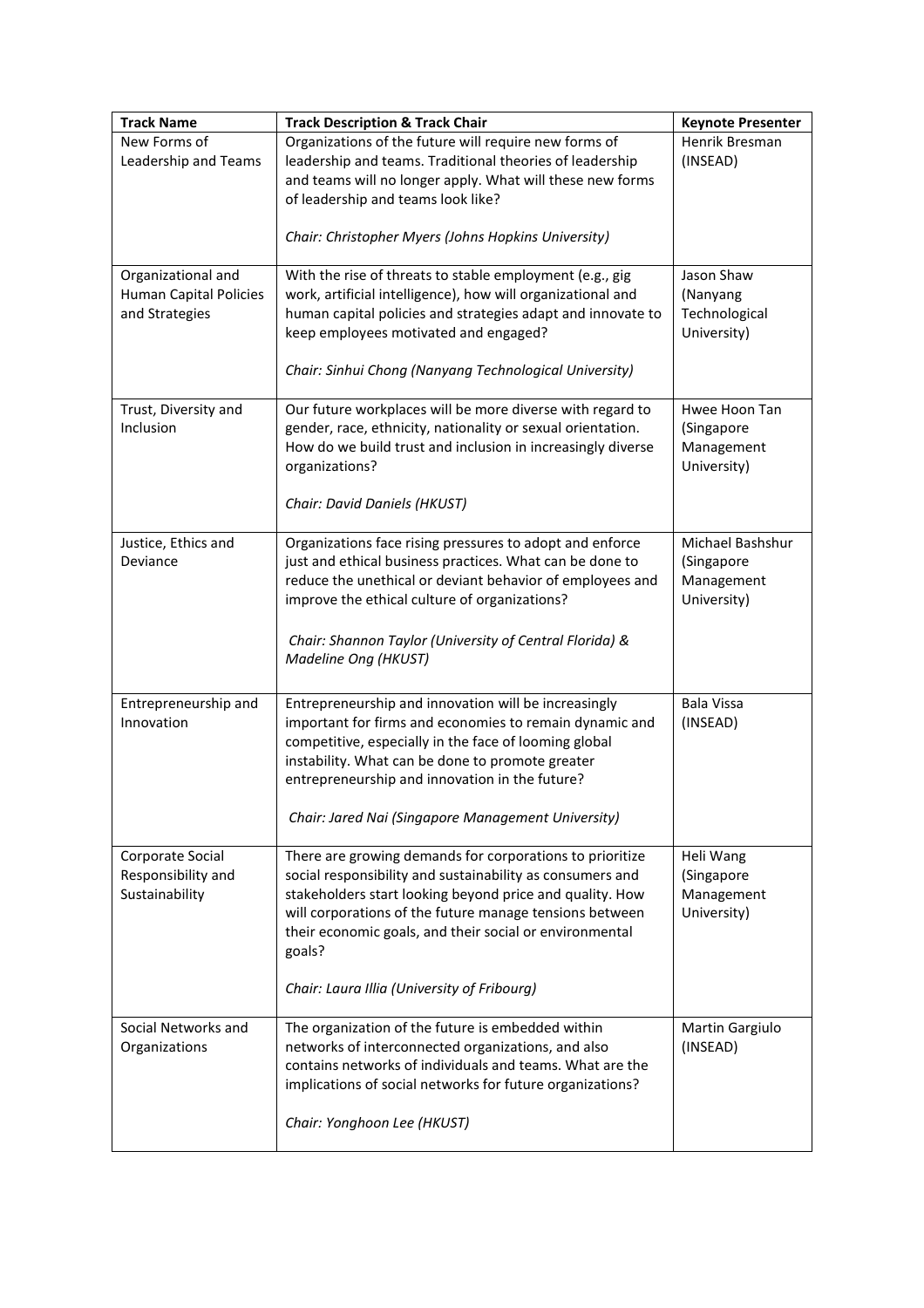| Track Name | Track Description & Track Chair | Keynote Presenter |
|---|---|---|
| New Forms of Leadership and Teams | Organizations of the future will require new forms of leadership and teams. Traditional theories of leadership and teams will no longer apply. What will these new forms of leadership and teams look like?<br><br>*Chair: Christopher Myers (Johns Hopkins University)* | Henrik Bresman (INSEAD) |
| Organizational and Human Capital Policies and Strategies | With the rise of threats to stable employment (e.g., gig work, artificial intelligence), how will organizational and human capital policies and strategies adapt and innovate to keep employees motivated and engaged?<br><br>*Chair: Sinhui Chong (Nanyang Technological University)* | Jason Shaw (Nanyang Technological University) |
| Trust, Diversity and Inclusion | Our future workplaces will be more diverse with regard to gender, race, ethnicity, nationality or sexual orientation. How do we build trust and inclusion in increasingly diverse organizations?<br><br>*Chair: David Daniels (HKUST)* | Hwee Hoon Tan (Singapore Management University) |
| Justice, Ethics and Deviance | Organizations face rising pressures to adopt and enforce just and ethical business practices. What can be done to reduce the unethical or deviant behavior of employees and improve the ethical culture of organizations?<br><br>*Chair: Shannon Taylor (University of Central Florida) & Madeline Ong (HKUST)* | Michael Bashshur (Singapore Management University) |
| Entrepreneurship and Innovation | Entrepreneurship and innovation will be increasingly important for firms and economies to remain dynamic and competitive, especially in the face of looming global instability. What can be done to promote greater entrepreneurship and innovation in the future?<br><br>*Chair: Jared Nai (Singapore Management University)* | Bala Vissa (INSEAD) |
| Corporate Social Responsibility and Sustainability | There are growing demands for corporations to prioritize social responsibility and sustainability as consumers and stakeholders start looking beyond price and quality. How will corporations of the future manage tensions between their economic goals, and their social or environmental goals?<br><br>*Chair: Laura Illia (University of Fribourg)* | Heli Wang (Singapore Management University) |
| Social Networks and Organizations | The organization of the future is embedded within networks of interconnected organizations, and also contains networks of individuals and teams. What are the implications of social networks for future organizations?<br><br>*Chair: Yonghoon Lee (HKUST)* | Martin Gargiulo (INSEAD) |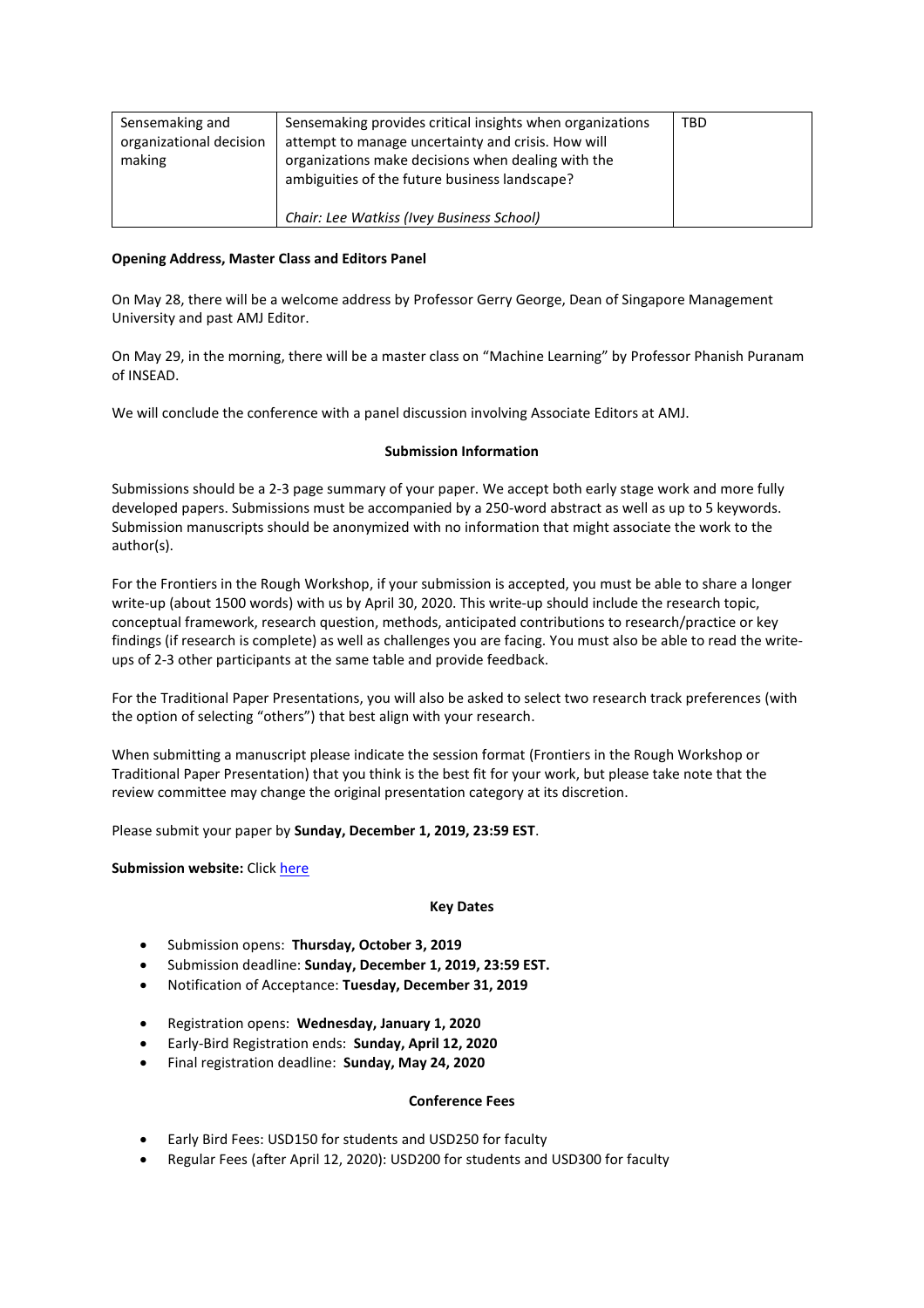| Sensemaking and organizational decision making | Sensemaking provides critical insights when organizations attempt to manage uncertainty and crisis. How will organizations make decisions when dealing with the ambiguities of the future business landscape?<br><br>*Chair: Lee Watkiss (Ivey Business School)* | TBD |
|---|---|---|

**Opening Address, Master Class and Editors Panel**

On May 28, there will be a welcome address by Professor Gerry George, Dean of Singapore Management University and past AMJ Editor.

On May 29, in the morning, there will be a master class on "Machine Learning" by Professor Phanish Puranam of INSEAD.

We will conclude the conference with a panel discussion involving Associate Editors at AMJ.

**Submission Information**

Submissions should be a 2-3 page summary of your paper. We accept both early stage work and more fully developed papers. Submissions must be accompanied by a 250-word abstract as well as up to 5 keywords. Submission manuscripts should be anonymized with no information that might associate the work to the author(s).

For the Frontiers in the Rough Workshop, if your submission is accepted, you must be able to share a longer write-up (about 1500 words) with us by April 30, 2020. This write-up should include the research topic, conceptual framework, research question, methods, anticipated contributions to research/practice or key findings (if research is complete) as well as challenges you are facing. You must also be able to read the write-ups of 2-3 other participants at the same table and provide feedback.

For the Traditional Paper Presentations, you will also be asked to select two research track preferences (with the option of selecting "others") that best align with your research.

When submitting a manuscript please indicate the session format (Frontiers in the Rough Workshop or Traditional Paper Presentation) that you think is the best fit for your work, but please take note that the review committee may change the original presentation category at its discretion.

Please submit your paper by **Sunday, December 1, 2019, 23:59 EST**.

**Submission website:** Click here

**Key Dates**

- Submission opens: **Thursday, October 3, 2019**
- Submission deadline: **Sunday, December 1, 2019, 23:59 EST.**
- Notification of Acceptance: **Tuesday, December 31, 2019**

- Registration opens: **Wednesday, January 1, 2020**
- Early-Bird Registration ends: **Sunday, April 12, 2020**
- Final registration deadline: **Sunday, May 24, 2020**

**Conference Fees**

- Early Bird Fees: USD150 for students and USD250 for faculty
- Regular Fees (after April 12, 2020): USD200 for students and USD300 for faculty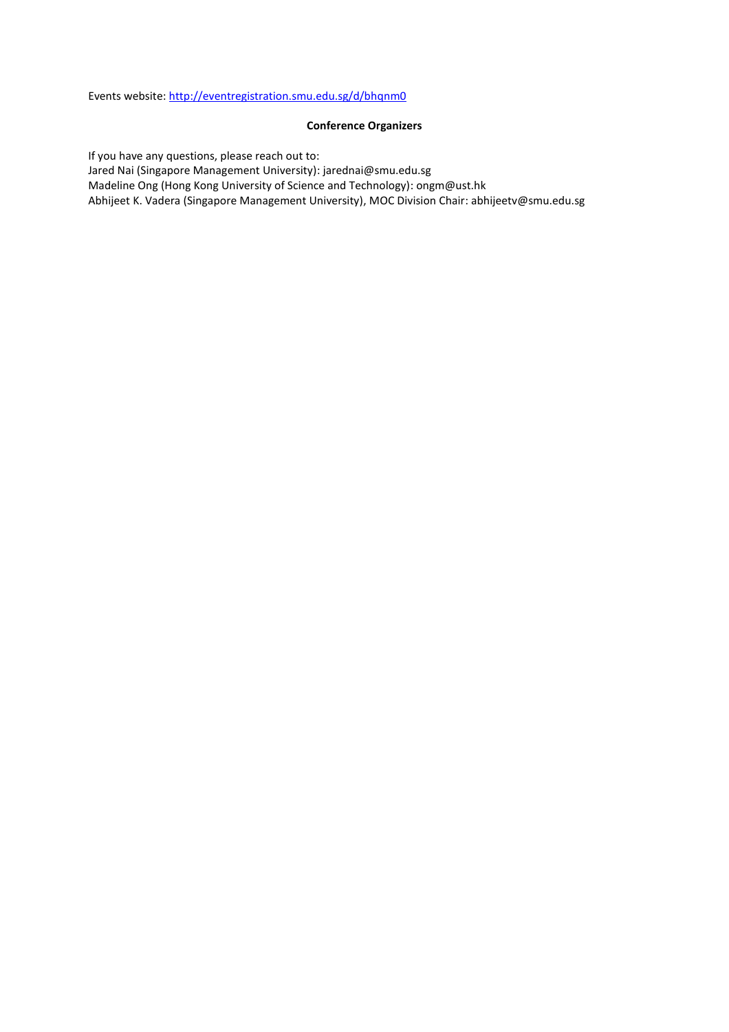Events website: http://eventregistration.smu.edu.sg/d/bhqnm0

**Conference Organizers**

If you have any questions, please reach out to:
Jared Nai (Singapore Management University): jarednai@smu.edu.sg
Madeline Ong (Hong Kong University of Science and Technology): ongm@ust.hk
Abhijeet K. Vadera (Singapore Management University), MOC Division Chair: abhijeetv@smu.edu.sg